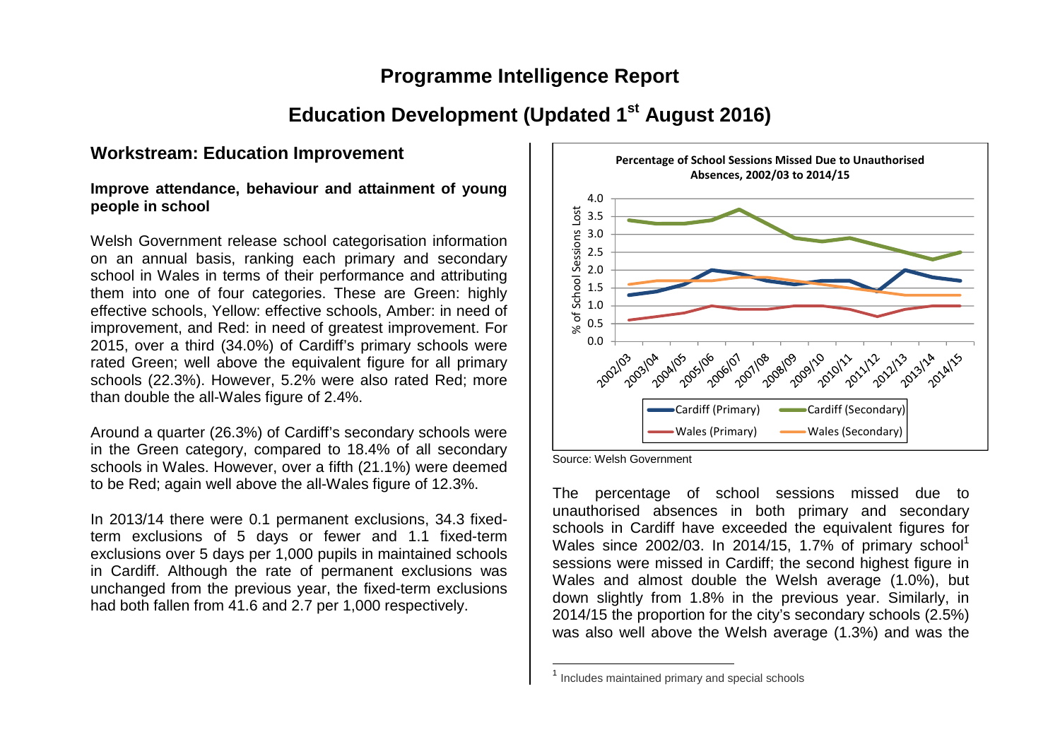# Programme Intelligence Report

## Education Development (Updated 1st August 2016)

### Workstream: Education Improvement

**Improve attendance, behaviour and attainment of young people in school**

Welsh Government release school categorisation information on an annual basis, ranking each primary and secondary school in Wales in terms of their performance and attributing them into one of four categories. These are Green: highly effective schools, Yellow: effective schools, Amber: in need of improvement, and Red: in need of greatest improvement. For 2015, over a third (34.0%) of Cardiff's primary schools were rated Green; well above the equivalent figure for all primary schools (22.3%). However, 5.2% were also rated Red; more than double the all-Wales figure of 2.4%.

Around a quarter (26.3%) of Cardiff's secondary schools were in the Green category, compared to 18.4% of all secondary schools in Wales. However, over a fifth (21.1%) were deemed to be Red; again well above the all-Wales figure of 12.3%.

In 2013/14 there were 0.1 permanent exclusions, 34.3 fixed-term exclusions of 5 days or fewer and 1.1 fixed-term exclusions over 5 days per 1,000 pupils in maintained schools in Cardiff. Although the rate of permanent exclusions was unchanged from the previous year, the fixed-term exclusions had both fallen from 41.6 and 2.7 per 1,000 respectively.

**Percentage of School Sessions Missed Due to Unauthorised Absences, 2002/03 to 2014/15**

Source: Welsh Government

The percentage of school sessions missed due to unauthorised absences in both primary and secondary schools in Cardiff have exceeded the equivalent figures for Wales since 2002/03. In 2014/15, 1.7% of primary school[1] sessions were missed in Cardiff; the second highest figure in Wales and almost double the Welsh average (1.0%), but down slightly from 1.8% in the previous year. Similarly, in 2014/15 the proportion for the city's secondary schools (2.5%) was also well above the Welsh average (1.3%) and was the

[1] Includes maintained primary and special schools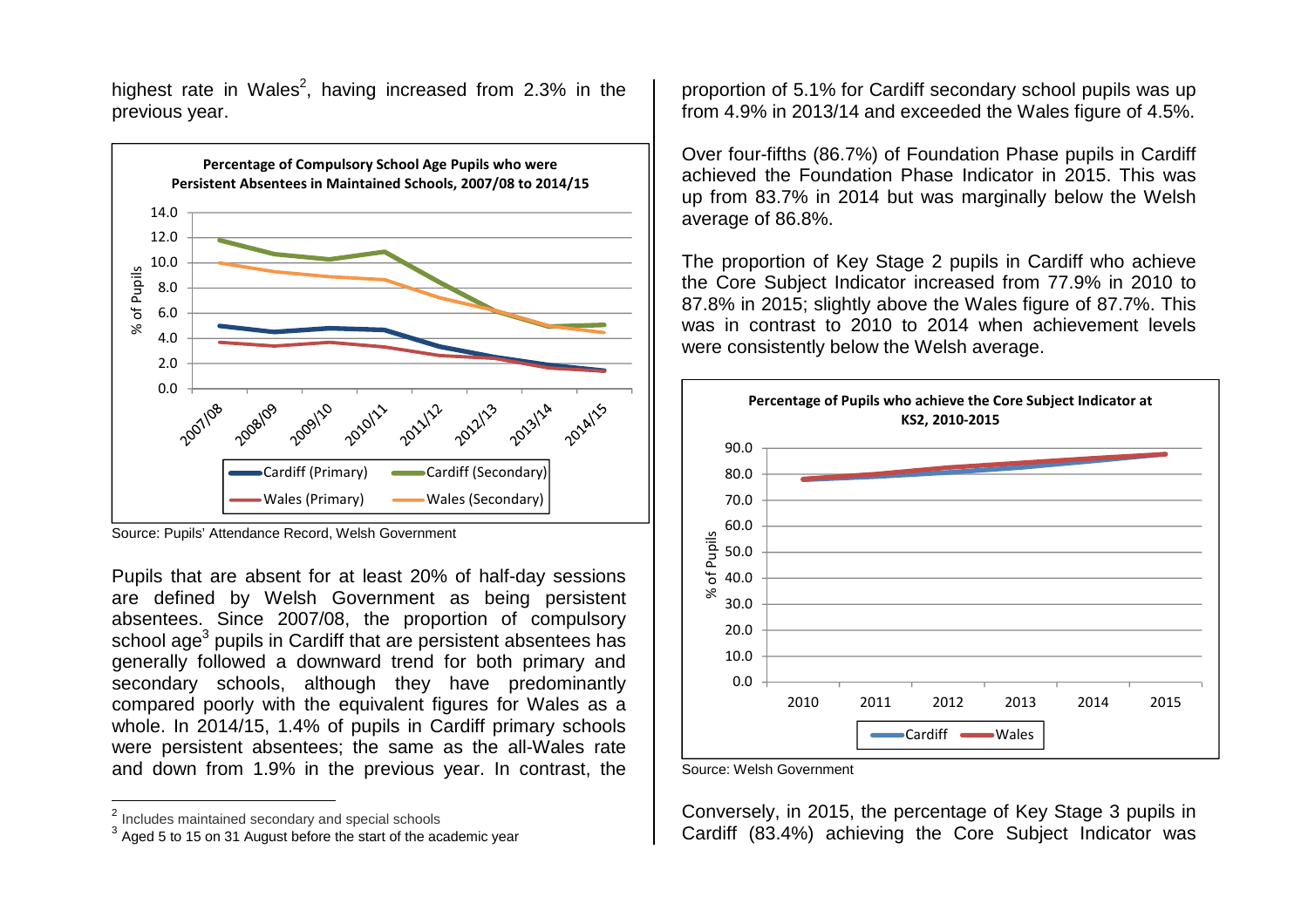highest rate in Wales[2], having increased from 2.3% in the previous year.

**Percentage of Compulsory School Age Pupils who were Persistent Absentees in Maintained Schools, 2007/08 to 2014/15**

Source: Pupils' Attendance Record, Welsh Government

Pupils that are absent for at least 20% of half-day sessions are defined by Welsh Government as being persistent absentees. Since 2007/08, the proportion of compulsory school age[3] pupils in Cardiff that are persistent absentees has generally followed a downward trend for both primary and secondary schools, although they have predominantly compared poorly with the equivalent figures for Wales as a whole. In 2014/15, 1.4% of pupils in Cardiff primary schools were persistent absentees; the same as the all-Wales rate and down from 1.9% in the previous year. In contrast, the proportion of 5.1% for Cardiff secondary school pupils was up from 4.9% in 2013/14 and exceeded the Wales figure of 4.5%.

Over four-fifths (86.7%) of Foundation Phase pupils in Cardiff achieved the Foundation Phase Indicator in 2015. This was up from 83.7% in 2014 but was marginally below the Welsh average of 86.8%.

The proportion of Key Stage 2 pupils in Cardiff who achieve the Core Subject Indicator increased from 77.9% in 2010 to 87.8% in 2015; slightly above the Wales figure of 87.7%. This was in contrast to 2010 to 2014 when achievement levels were consistently below the Welsh average.

**Percentage of Pupils who achieve the Core Subject Indicator at KS2, 2010-2015**

Source: Welsh Government

Conversely, in 2015, the percentage of Key Stage 3 pupils in Cardiff (83.4%) achieving the Core Subject Indicator was

---

[2] Includes maintained secondary and special schools

[3] Aged 5 to 15 on 31 August before the start of the academic year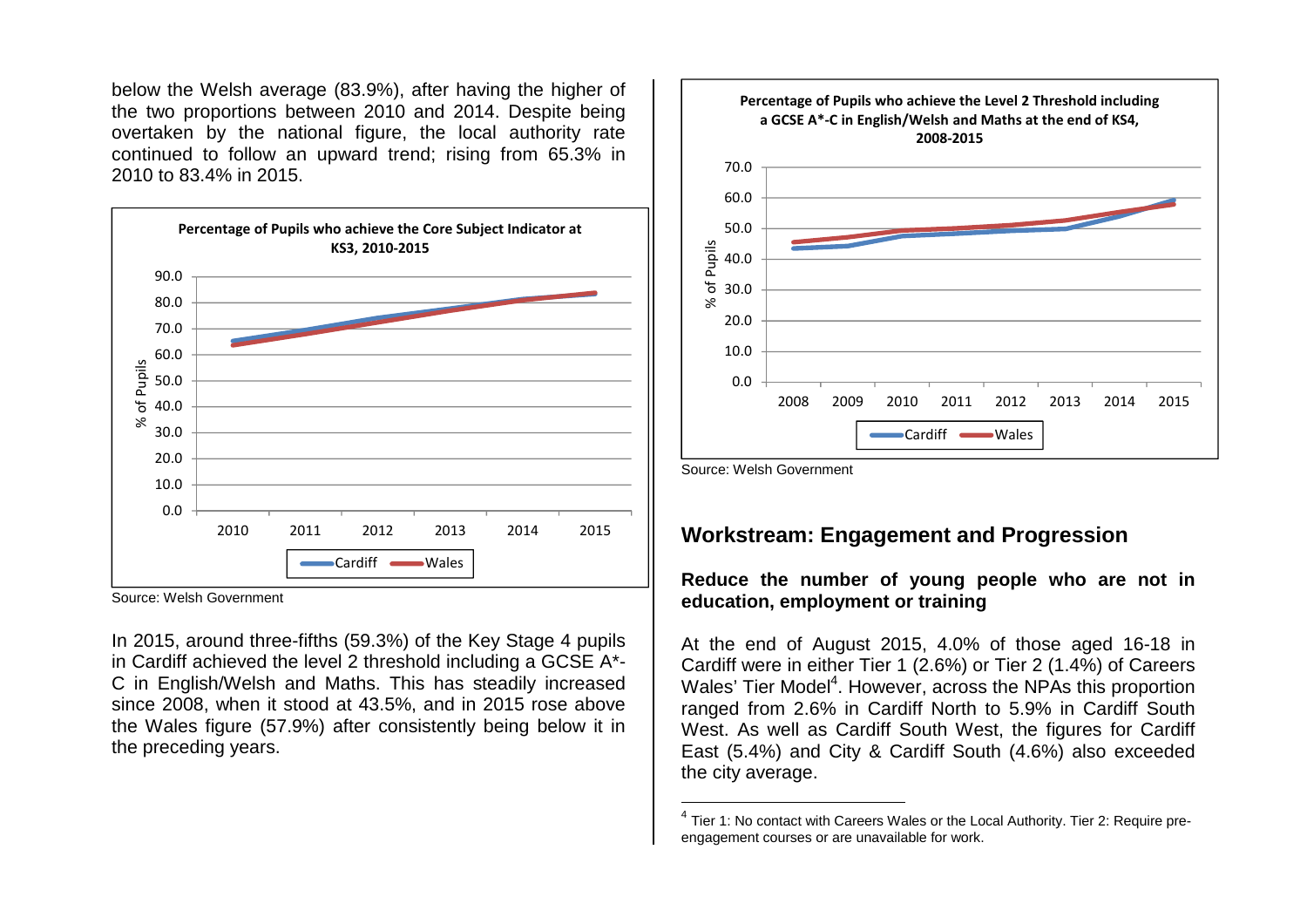below the Welsh average (83.9%), after having the higher of the two proportions between 2010 and 2014. Despite being overtaken by the national figure, the local authority rate continued to follow an upward trend; rising from 65.3% in 2010 to 83.4% in 2015.

**Percentage of Pupils who achieve the Core Subject Indicator at KS3, 2010-2015**

Source: Welsh Government

In 2015, around three-fifths (59.3%) of the Key Stage 4 pupils in Cardiff achieved the level 2 threshold including a GCSE A*-C in English/Welsh and Maths. This has steadily increased since 2008, when it stood at 43.5%, and in 2015 rose above the Wales figure (57.9%) after consistently being below it in the preceding years.

**Percentage of Pupils who achieve the Level 2 Threshold including a GCSE A*-C in English/Welsh and Maths at the end of KS4, 2008-2015**

Source: Welsh Government

## Workstream: Engagement and Progression

### Reduce the number of young people who are not in education, employment or training

At the end of August 2015, 4.0% of those aged 16-18 in Cardiff were in either Tier 1 (2.6%) or Tier 2 (1.4%) of Careers Wales' Tier Model[4]. However, across the NPAs this proportion ranged from 2.6% in Cardiff North to 5.9% in Cardiff South West. As well as Cardiff South West, the figures for Cardiff East (5.4%) and City & Cardiff South (4.6%) also exceeded the city average.

[4] Tier 1: No contact with Careers Wales or the Local Authority. Tier 2: Require pre-engagement courses or are unavailable for work.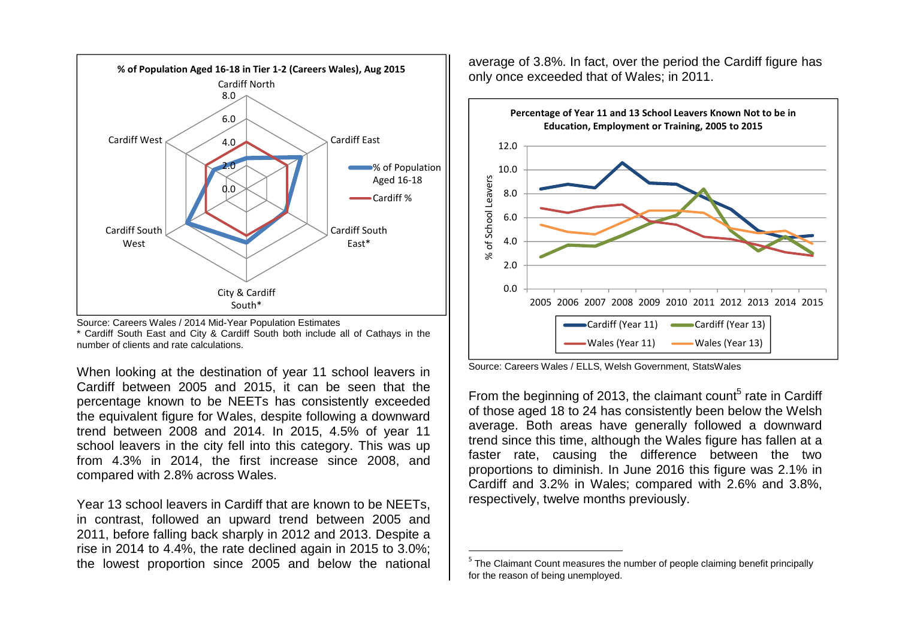**% of Population Aged 16-18 in Tier 1-2 (Careers Wales), Aug 2015**

Source: Careers Wales / 2014 Mid-Year Population Estimates
* Cardiff South East and City & Cardiff South both include all of Cathays in the number of clients and rate calculations.

When looking at the destination of year 11 school leavers in Cardiff between 2005 and 2015, it can be seen that the percentage known to be NEETs has consistently exceeded the equivalent figure for Wales, despite following a downward trend between 2008 and 2014. In 2015, 4.5% of year 11 school leavers in the city fell into this category. This was up from 4.3% in 2014, the first increase since 2008, and compared with 2.8% across Wales.

Year 13 school leavers in Cardiff that are known to be NEETs, in contrast, followed an upward trend between 2005 and 2011, before falling back sharply in 2012 and 2013. Despite a rise in 2014 to 4.4%, the rate declined again in 2015 to 3.0%; the lowest proportion since 2005 and below the national average of 3.8%. In fact, over the period the Cardiff figure has only once exceeded that of Wales; in 2011.

**Percentage of Year 11 and 13 School Leavers Known Not to be in Education, Employment or Training, 2005 to 2015**

Source: Careers Wales / ELLS, Welsh Government, StatsWales

From the beginning of 2013, the claimant count[5] rate in Cardiff of those aged 18 to 24 has consistently been below the Welsh average. Both areas have generally followed a downward trend since this time, although the Wales figure has fallen at a faster rate, causing the difference between the two proportions to diminish. In June 2016 this figure was 2.1% in Cardiff and 3.2% in Wales; compared with 2.6% and 3.8%, respectively, twelve months previously.

[5] The Claimant Count measures the number of people claiming benefit principally for the reason of being unemployed.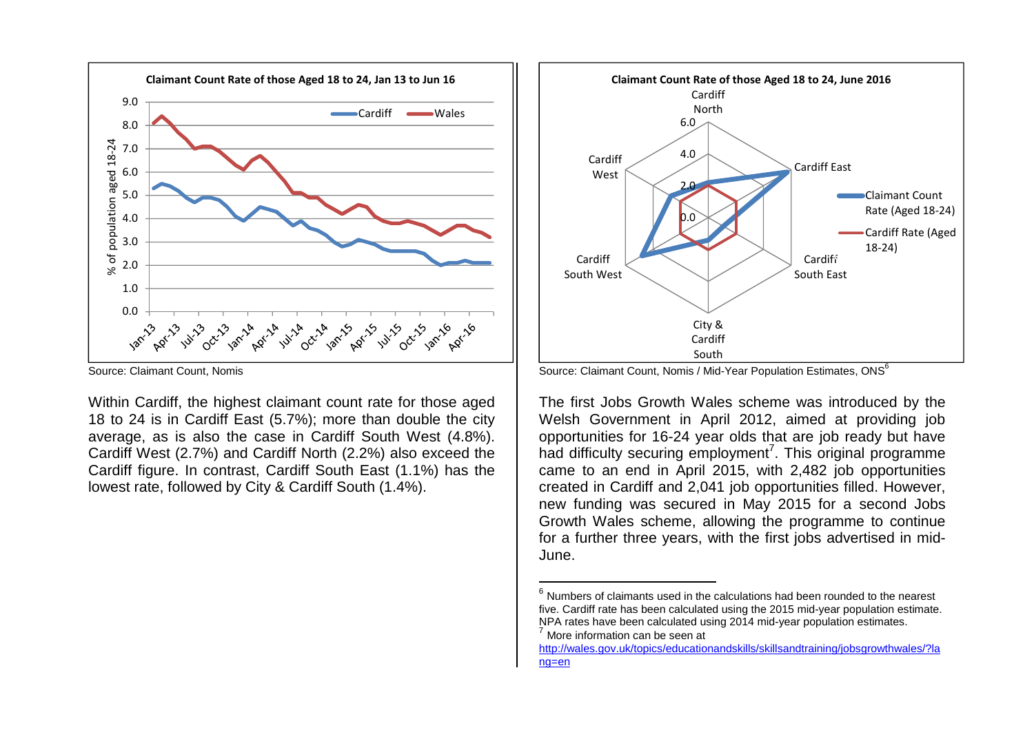**Claimant Count Rate of those Aged 18 to 24, Jan 13 to Jun 16**

Source: Claimant Count, Nomis

Within Cardiff, the highest claimant count rate for those aged 18 to 24 is in Cardiff East (5.7%); more than double the city average, as is also the case in Cardiff South West (4.8%). Cardiff West (2.7%) and Cardiff North (2.2%) also exceed the Cardiff figure. In contrast, Cardiff South East (1.1%) has the lowest rate, followed by City & Cardiff South (1.4%).

**Claimant Count Rate of those Aged 18 to 24, June 2016**

Source: Claimant Count, Nomis / Mid-Year Population Estimates, ONS[6]

The first Jobs Growth Wales scheme was introduced by the Welsh Government in April 2012, aimed at providing job opportunities for 16-24 year olds that are job ready but have had difficulty securing employment[7]. This original programme came to an end in April 2015, with 2,482 job opportunities created in Cardiff and 2,041 job opportunities filled. However, new funding was secured in May 2015 for a second Jobs Growth Wales scheme, allowing the programme to continue for a further three years, with the first jobs advertised in mid-June.

---

[6] Numbers of claimants used in the calculations had been rounded to the nearest five. Cardiff rate has been calculated using the 2015 mid-year population estimate. NPA rates have been calculated using 2014 mid-year population estimates.

[7] More information can be seen at http://wales.gov.uk/topics/educationandskills/skillsandtraining/jobsgrowthwales/?lang=en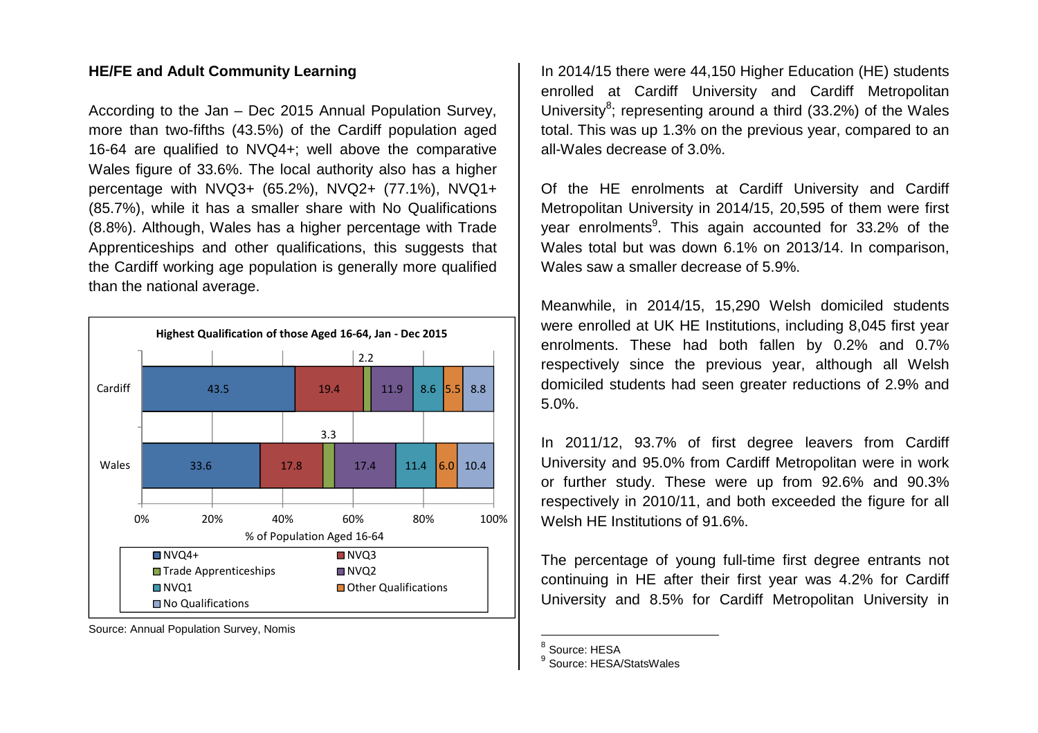## HE/FE and Adult Community Learning

According to the Jan – Dec 2015 Annual Population Survey, more than two-fifths (43.5%) of the Cardiff population aged 16-64 are qualified to NVQ4+; well above the comparative Wales figure of 33.6%. The local authority also has a higher percentage with NVQ3+ (65.2%), NVQ2+ (77.1%), NVQ1+ (85.7%), while it has a smaller share with No Qualifications (8.8%). Although, Wales has a higher percentage with Trade Apprenticeships and other qualifications, this suggests that the Cardiff working age population is generally more qualified than the national average.

**Highest Qualification of those Aged 16-64, Jan - Dec 2015**

| % of Population Aged 16-64 | NVQ4+ | NVQ3 | Trade Apprenticeships | NVQ2 | NVQ1 | Other Qualifications | No Qualifications |
|---|---|---|---|---|---|---|---|
| Cardiff | 43.5 | 19.4 | 2.2 | 11.9 | 8.6 | 5.5 | 8.8 |
| Wales | 33.6 | 17.8 | 3.3 | 17.4 | 11.4 | 6.0 | 10.4 |

Source: Annual Population Survey, Nomis

In 2014/15 there were 44,150 Higher Education (HE) students enrolled at Cardiff University and Cardiff Metropolitan University[8]; representing around a third (33.2%) of the Wales total. This was up 1.3% on the previous year, compared to an all-Wales decrease of 3.0%.

Of the HE enrolments at Cardiff University and Cardiff Metropolitan University in 2014/15, 20,595 of them were first year enrolments[9]. This again accounted for 33.2% of the Wales total but was down 6.1% on 2013/14. In comparison, Wales saw a smaller decrease of 5.9%.

Meanwhile, in 2014/15, 15,290 Welsh domiciled students were enrolled at UK HE Institutions, including 8,045 first year enrolments. These had both fallen by 0.2% and 0.7% respectively since the previous year, although all Welsh domiciled students had seen greater reductions of 2.9% and 5.0%.

In 2011/12, 93.7% of first degree leavers from Cardiff University and 95.0% from Cardiff Metropolitan were in work or further study. These were up from 92.6% and 90.3% respectively in 2010/11, and both exceeded the figure for all Welsh HE Institutions of 91.6%.

The percentage of young full-time first degree entrants not continuing in HE after their first year was 4.2% for Cardiff University and 8.5% for Cardiff Metropolitan University in

---

[8] Source: HESA

[9] Source: HESA/StatsWales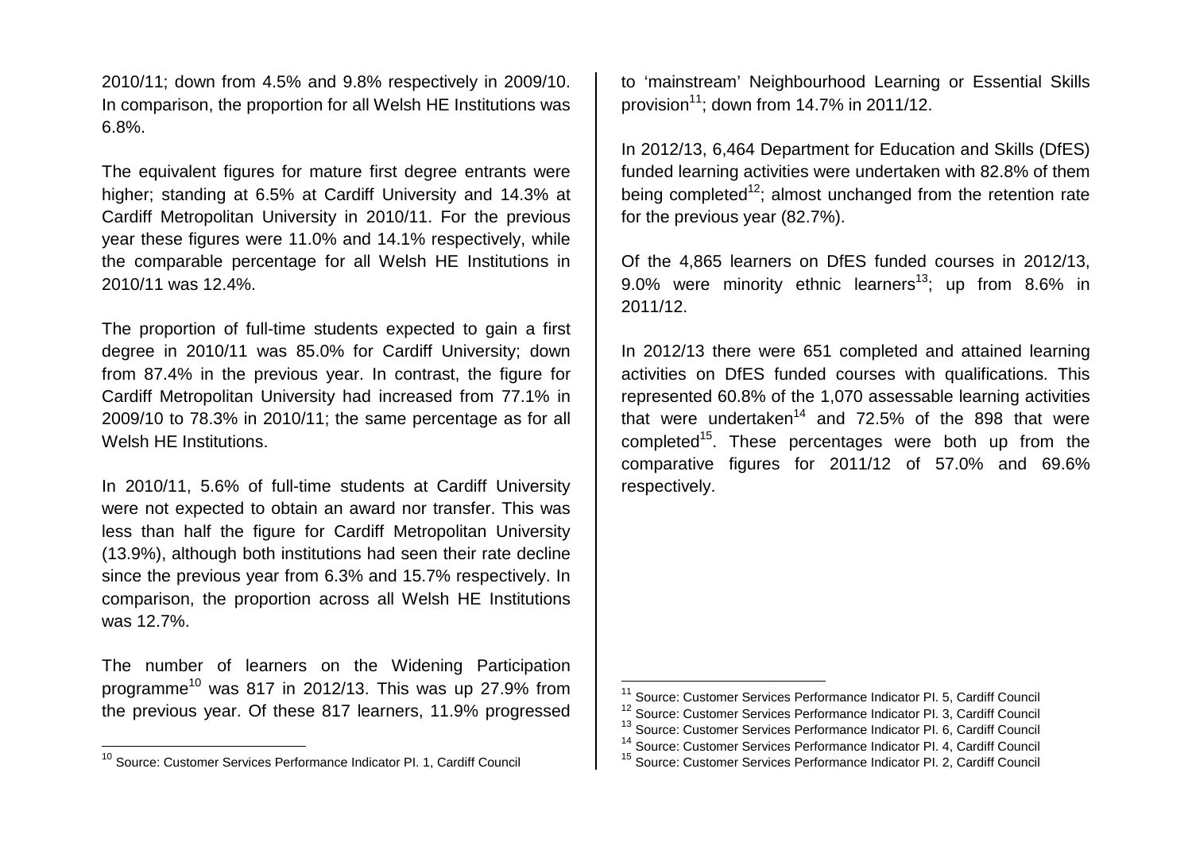2010/11; down from 4.5% and 9.8% respectively in 2009/10. In comparison, the proportion for all Welsh HE Institutions was 6.8%.

The equivalent figures for mature first degree entrants were higher; standing at 6.5% at Cardiff University and 14.3% at Cardiff Metropolitan University in 2010/11. For the previous year these figures were 11.0% and 14.1% respectively, while the comparable percentage for all Welsh HE Institutions in 2010/11 was 12.4%.

The proportion of full-time students expected to gain a first degree in 2010/11 was 85.0% for Cardiff University; down from 87.4% in the previous year. In contrast, the figure for Cardiff Metropolitan University had increased from 77.1% in 2009/10 to 78.3% in 2010/11; the same percentage as for all Welsh HE Institutions.

In 2010/11, 5.6% of full-time students at Cardiff University were not expected to obtain an award nor transfer. This was less than half the figure for Cardiff Metropolitan University (13.9%), although both institutions had seen their rate decline since the previous year from 6.3% and 15.7% respectively. In comparison, the proportion across all Welsh HE Institutions was 12.7%.

The number of learners on the Widening Participation programme[10] was 817 in 2012/13. This was up 27.9% from the previous year. Of these 817 learners, 11.9% progressed to 'mainstream' Neighbourhood Learning or Essential Skills provision[11]; down from 14.7% in 2011/12.

In 2012/13, 6,464 Department for Education and Skills (DfES) funded learning activities were undertaken with 82.8% of them being completed[12]; almost unchanged from the retention rate for the previous year (82.7%).

Of the 4,865 learners on DfES funded courses in 2012/13, 9.0% were minority ethnic learners[13]; up from 8.6% in 2011/12.

In 2012/13 there were 651 completed and attained learning activities on DfES funded courses with qualifications. This represented 60.8% of the 1,070 assessable learning activities that were undertaken[14] and 72.5% of the 898 that were completed[15]. These percentages were both up from the comparative figures for 2011/12 of 57.0% and 69.6% respectively.

---

[10] Source: Customer Services Performance Indicator PI. 1, Cardiff Council

[11] Source: Customer Services Performance Indicator PI. 5, Cardiff Council

[12] Source: Customer Services Performance Indicator PI. 3, Cardiff Council

[13] Source: Customer Services Performance Indicator PI. 6, Cardiff Council

[14] Source: Customer Services Performance Indicator PI. 4, Cardiff Council

[15] Source: Customer Services Performance Indicator PI. 2, Cardiff Council